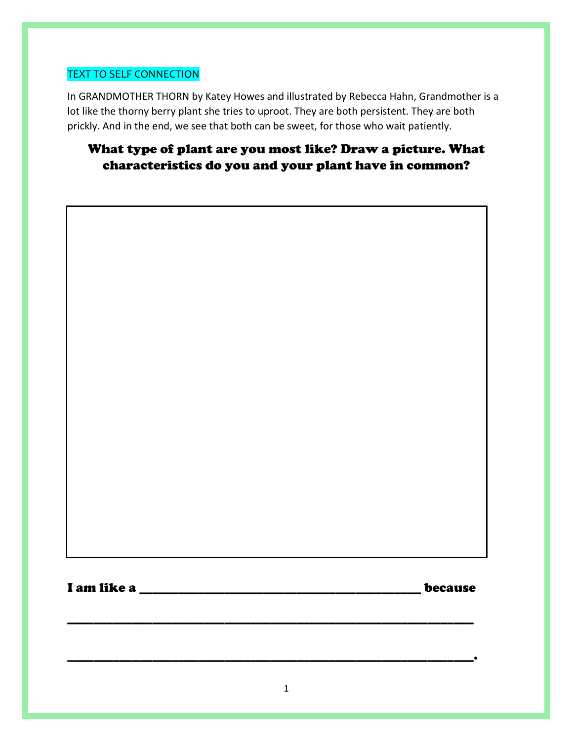TEXT TO SELF CONNECTION

In GRANDMOTHER THORN by Katey Howes and illustrated by Rebecca Hahn, Grandmother is a lot like the thorny berry plant she tries to uproot. They are both persistent. They are both prickly. And in the end, we see that both can be sweet, for those who wait patiently.

## What type of plant are you most like? Draw a picture. What characteristics do you and your plant have in common?

**I am like a \_\_\_\_\_\_\_\_\_\_\_\_\_\_\_\_\_\_\_\_\_\_\_\_\_\_\_\_\_\_\_\_\_\_\_\_\_\_\_\_ because**

**\_\_\_\_\_\_\_\_\_\_\_\_\_\_\_\_\_\_\_\_\_\_\_\_\_\_\_\_\_\_\_\_\_\_\_\_\_\_\_\_\_\_\_\_\_\_\_\_\_\_\_\_\_\_\_\_\_\_**

**\_\_\_\_\_\_\_\_\_\_\_\_\_\_\_\_\_\_\_\_\_\_\_\_\_\_\_\_\_\_\_\_\_\_\_\_\_\_\_\_\_\_\_\_\_\_\_\_\_\_\_\_\_\_\_\_\_\_.**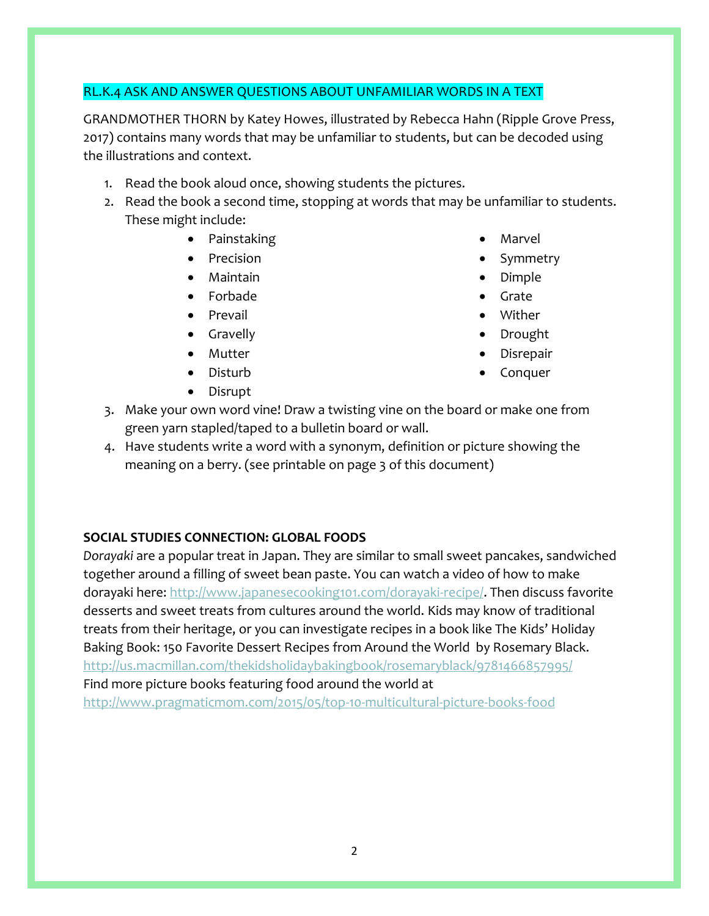## RL.K.4 ASK AND ANSWER QUESTIONS ABOUT UNFAMILIAR WORDS IN A TEXT

GRANDMOTHER THORN by Katey Howes, illustrated by Rebecca Hahn (Ripple Grove Press, 2017) contains many words that may be unfamiliar to students, but can be decoded using the illustrations and context.

1. Read the book aloud once, showing students the pictures.
2. Read the book a second time, stopping at words that may be unfamiliar to students. These might include:
   - Painstaking
   - Precision
   - Maintain
   - Forbade
   - Prevail
   - Gravelly
   - Mutter
   - Disturb
   - Disrupt
   - Marvel
   - Symmetry
   - Dimple
   - Grate
   - Wither
   - Drought
   - Disrepair
   - Conquer
3. Make your own word vine! Draw a twisting vine on the board or make one from green yarn stapled/taped to a bulletin board or wall.
4. Have students write a word with a synonym, definition or picture showing the meaning on a berry. (see printable on page 3 of this document)

**SOCIAL STUDIES CONNECTION: GLOBAL FOODS**

*Dorayaki* are a popular treat in Japan. They are similar to small sweet pancakes, sandwiched together around a filling of sweet bean paste. You can watch a video of how to make dorayaki here: http://www.japanesecooking101.com/dorayaki-recipe/. Then discuss favorite desserts and sweet treats from cultures around the world. Kids may know of traditional treats from their heritage, or you can investigate recipes in a book like The Kids' Holiday Baking Book: 150 Favorite Dessert Recipes from Around the World by Rosemary Black. http://us.macmillan.com/thekidsholidaybakingbook/rosemaryblack/9781466857995/
Find more picture books featuring food around the world at http://www.pragmaticmom.com/2015/05/top-10-multicultural-picture-books-food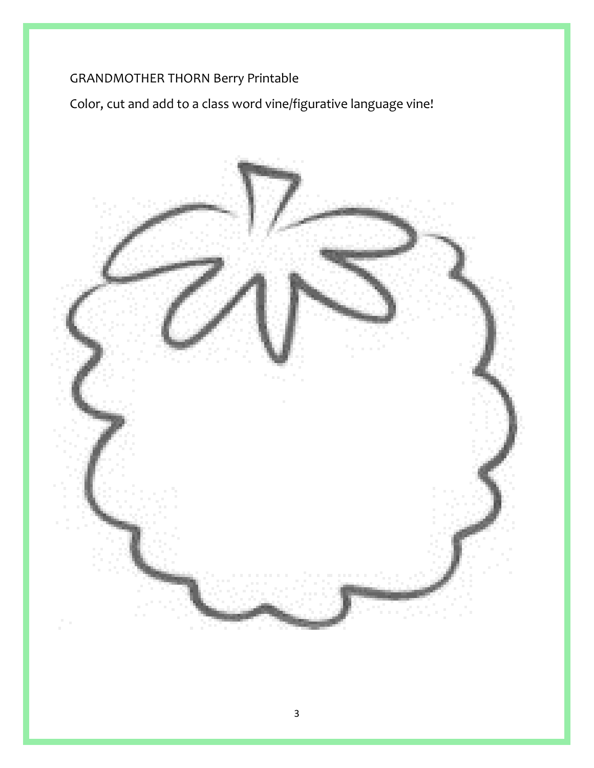GRANDMOTHER THORN Berry Printable

Color, cut and add to a class word vine/figurative language vine!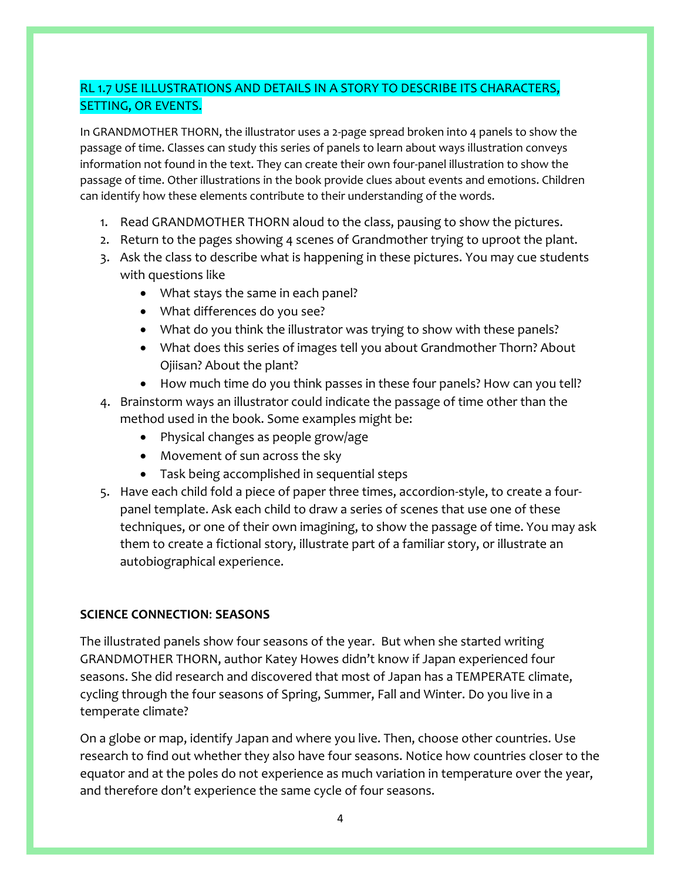## RL 1.7 USE ILLUSTRATIONS AND DETAILS IN A STORY TO DESCRIBE ITS CHARACTERS, SETTING, OR EVENTS.

In GRANDMOTHER THORN, the illustrator uses a 2-page spread broken into 4 panels to show the passage of time. Classes can study this series of panels to learn about ways illustration conveys information not found in the text. They can create their own four-panel illustration to show the passage of time. Other illustrations in the book provide clues about events and emotions. Children can identify how these elements contribute to their understanding of the words.

1. Read GRANDMOTHER THORN aloud to the class, pausing to show the pictures.
2. Return to the pages showing 4 scenes of Grandmother trying to uproot the plant.
3. Ask the class to describe what is happening in these pictures. You may cue students with questions like
   - What stays the same in each panel?
   - What differences do you see?
   - What do you think the illustrator was trying to show with these panels?
   - What does this series of images tell you about Grandmother Thorn? About Ojiisan? About the plant?
   - How much time do you think passes in these four panels? How can you tell?
4. Brainstorm ways an illustrator could indicate the passage of time other than the method used in the book. Some examples might be:
   - Physical changes as people grow/age
   - Movement of sun across the sky
   - Task being accomplished in sequential steps
5. Have each child fold a piece of paper three times, accordion-style, to create a four-panel template. Ask each child to draw a series of scenes that use one of these techniques, or one of their own imagining, to show the passage of time. You may ask them to create a fictional story, illustrate part of a familiar story, or illustrate an autobiographical experience.

**SCIENCE CONNECTION**: **SEASONS**

The illustrated panels show four seasons of the year. But when she started writing GRANDMOTHER THORN, author Katey Howes didn't know if Japan experienced four seasons. She did research and discovered that most of Japan has a TEMPERATE climate, cycling through the four seasons of Spring, Summer, Fall and Winter. Do you live in a temperate climate?

On a globe or map, identify Japan and where you live. Then, choose other countries. Use research to find out whether they also have four seasons. Notice how countries closer to the equator and at the poles do not experience as much variation in temperature over the year, and therefore don't experience the same cycle of four seasons.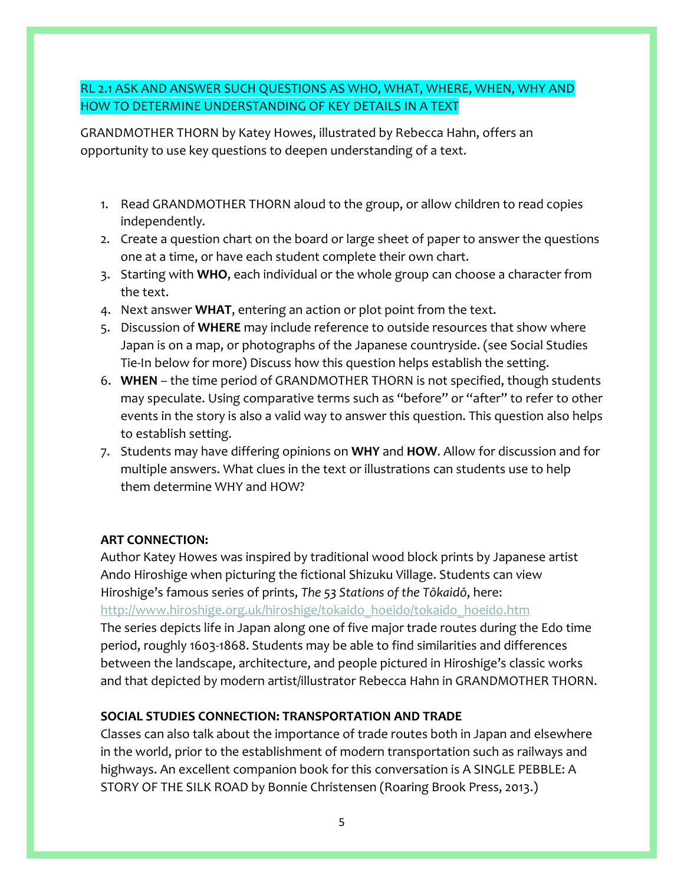## RL 2.1 ASK AND ANSWER SUCH QUESTIONS AS WHO, WHAT, WHERE, WHEN, WHY AND HOW TO DETERMINE UNDERSTANDING OF KEY DETAILS IN A TEXT

GRANDMOTHER THORN by Katey Howes, illustrated by Rebecca Hahn, offers an opportunity to use key questions to deepen understanding of a text.

1. Read GRANDMOTHER THORN aloud to the group, or allow children to read copies independently.
2. Create a question chart on the board or large sheet of paper to answer the questions one at a time, or have each student complete their own chart.
3. Starting with **WHO**, each individual or the whole group can choose a character from the text.
4. Next answer **WHAT**, entering an action or plot point from the text.
5. Discussion of **WHERE** may include reference to outside resources that show where Japan is on a map, or photographs of the Japanese countryside. (see Social Studies Tie-In below for more) Discuss how this question helps establish the setting.
6. **WHEN** – the time period of GRANDMOTHER THORN is not specified, though students may speculate. Using comparative terms such as "before" or "after" to refer to other events in the story is also a valid way to answer this question. This question also helps to establish setting.
7. Students may have differing opinions on **WHY** and **HOW**. Allow for discussion and for multiple answers. What clues in the text or illustrations can students use to help them determine WHY and HOW?

**ART CONNECTION:**

Author Katey Howes was inspired by traditional wood block prints by Japanese artist Ando Hiroshige when picturing the fictional Shizuku Village. Students can view Hiroshige's famous series of prints, *The 53 Stations of the Tōkaidō*, here: http://www.hiroshige.org.uk/hiroshige/tokaido_hoeido/tokaido_hoeido.htm

The series depicts life in Japan along one of five major trade routes during the Edo time period, roughly 1603-1868. Students may be able to find similarities and differences between the landscape, architecture, and people pictured in Hiroshige's classic works and that depicted by modern artist/illustrator Rebecca Hahn in GRANDMOTHER THORN.

**SOCIAL STUDIES CONNECTION: TRANSPORTATION AND TRADE**

Classes can also talk about the importance of trade routes both in Japan and elsewhere in the world, prior to the establishment of modern transportation such as railways and highways. An excellent companion book for this conversation is A SINGLE PEBBLE: A STORY OF THE SILK ROAD by Bonnie Christensen (Roaring Brook Press, 2013.)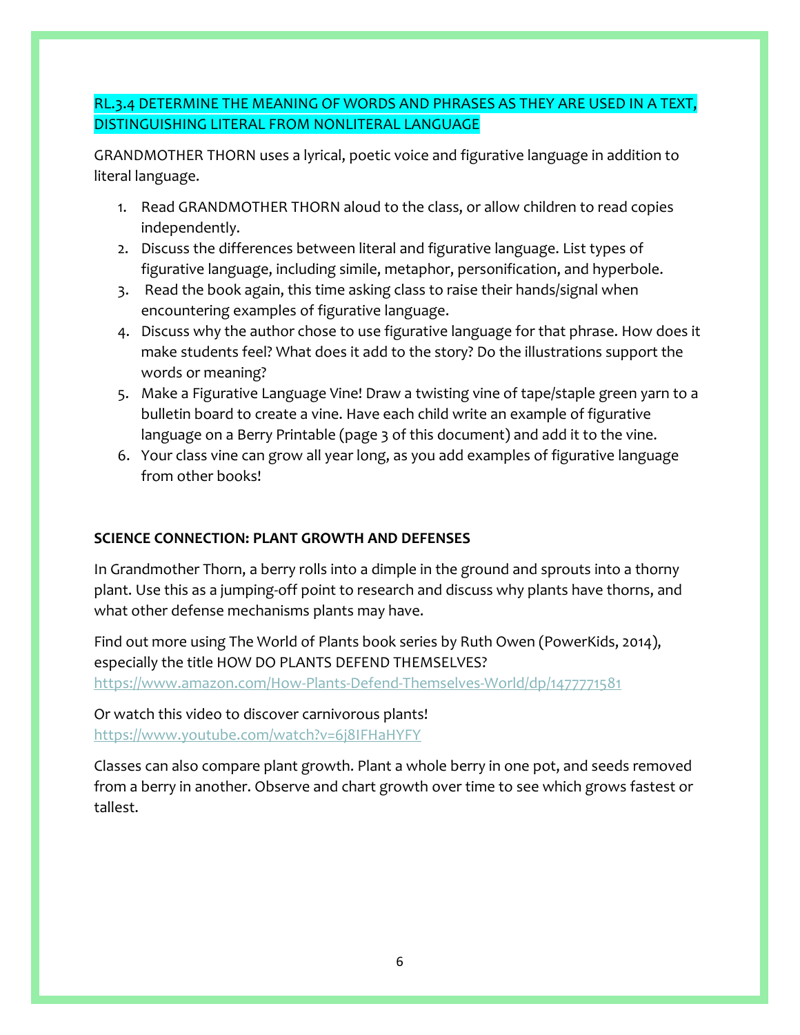RL.3.4 DETERMINE THE MEANING OF WORDS AND PHRASES AS THEY ARE USED IN A TEXT, DISTINGUISHING LITERAL FROM NONLITERAL LANGUAGE

GRANDMOTHER THORN uses a lyrical, poetic voice and figurative language in addition to literal language.

1. Read GRANDMOTHER THORN aloud to the class, or allow children to read copies independently.
2. Discuss the differences between literal and figurative language. List types of figurative language, including simile, metaphor, personification, and hyperbole.
3. Read the book again, this time asking class to raise their hands/signal when encountering examples of figurative language.
4. Discuss why the author chose to use figurative language for that phrase. How does it make students feel? What does it add to the story? Do the illustrations support the words or meaning?
5. Make a Figurative Language Vine! Draw a twisting vine of tape/staple green yarn to a bulletin board to create a vine. Have each child write an example of figurative language on a Berry Printable (page 3 of this document) and add it to the vine.
6. Your class vine can grow all year long, as you add examples of figurative language from other books!

**SCIENCE CONNECTION: PLANT GROWTH AND DEFENSES**

In Grandmother Thorn, a berry rolls into a dimple in the ground and sprouts into a thorny plant. Use this as a jumping-off point to research and discuss why plants have thorns, and what other defense mechanisms plants may have.

Find out more using The World of Plants book series by Ruth Owen (PowerKids, 2014), especially the title HOW DO PLANTS DEFEND THEMSELVES?
https://www.amazon.com/How-Plants-Defend-Themselves-World/dp/1477771581

Or watch this video to discover carnivorous plants!
https://www.youtube.com/watch?v=6j8IFHaHYFY

Classes can also compare plant growth. Plant a whole berry in one pot, and seeds removed from a berry in another. Observe and chart growth over time to see which grows fastest or tallest.